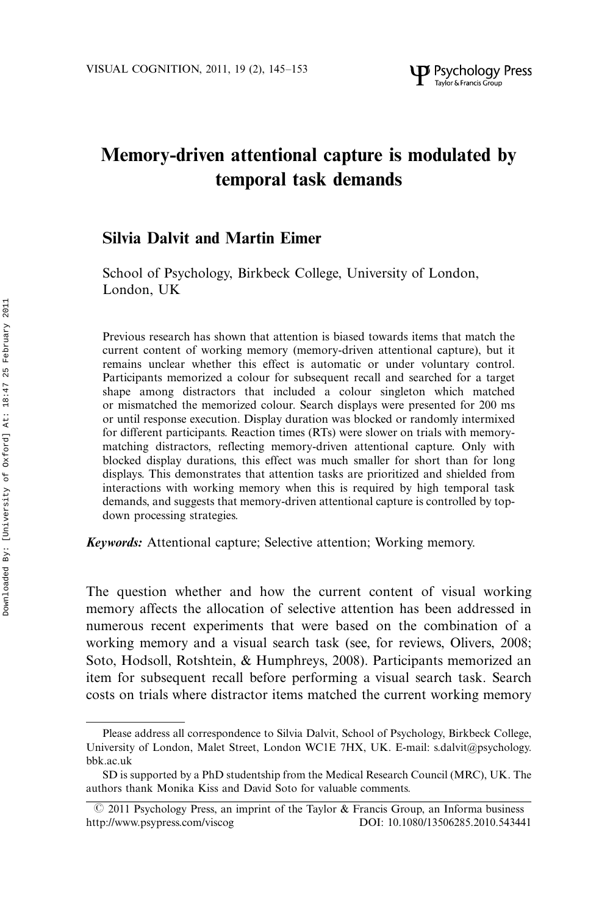# Memory-driven attentional capture is modulated by temporal task demands

**Silvia Dalvit and Martin Eimer**

School of Psychology, Birkbeck College, University of London, London, UK

Previous research has shown that attention is biased towards items that match the current content of working memory (memory-driven attentional capture), but it remains unclear whether this effect is automatic or under voluntary control. Participants memorized a colour for subsequent recall and searched for a target shape among distractors that included a colour singleton which matched or mismatched the memorized colour. Search displays were presented for 200 ms or until response execution. Display duration was blocked or randomly intermixed for different participants. Reaction times (RTs) were slower on trials with memory-matching distractors, reflecting memory-driven attentional capture. Only with blocked display durations, this effect was much smaller for short than for long displays. This demonstrates that attention tasks are prioritized and shielded from interactions with working memory when this is required by high temporal task demands, and suggests that memory-driven attentional capture is controlled by top-down processing strategies.

***Keywords:*** Attentional capture; Selective attention; Working memory.

The question whether and how the current content of visual working memory affects the allocation of selective attention has been addressed in numerous recent experiments that were based on the combination of a working memory and a visual search task (see, for reviews, Olivers, 2008; Soto, Hodsoll, Rotshtein, & Humphreys, 2008). Participants memorized an item for subsequent recall before performing a visual search task. Search costs on trials where distractor items matched the current working memory

---

Please address all correspondence to Silvia Dalvit, School of Psychology, Birkbeck College, University of London, Malet Street, London WC1E 7HX, UK. E-mail: s.dalvit@psychology.bbk.ac.uk

SD is supported by a PhD studentship from the Medical Research Council (MRC), UK. The authors thank Monika Kiss and David Soto for valuable comments.

© 2011 Psychology Press, an imprint of the Taylor & Francis Group, an Informa business
http://www.psypress.com/viscog DOI: 10.1080/13506285.2010.543441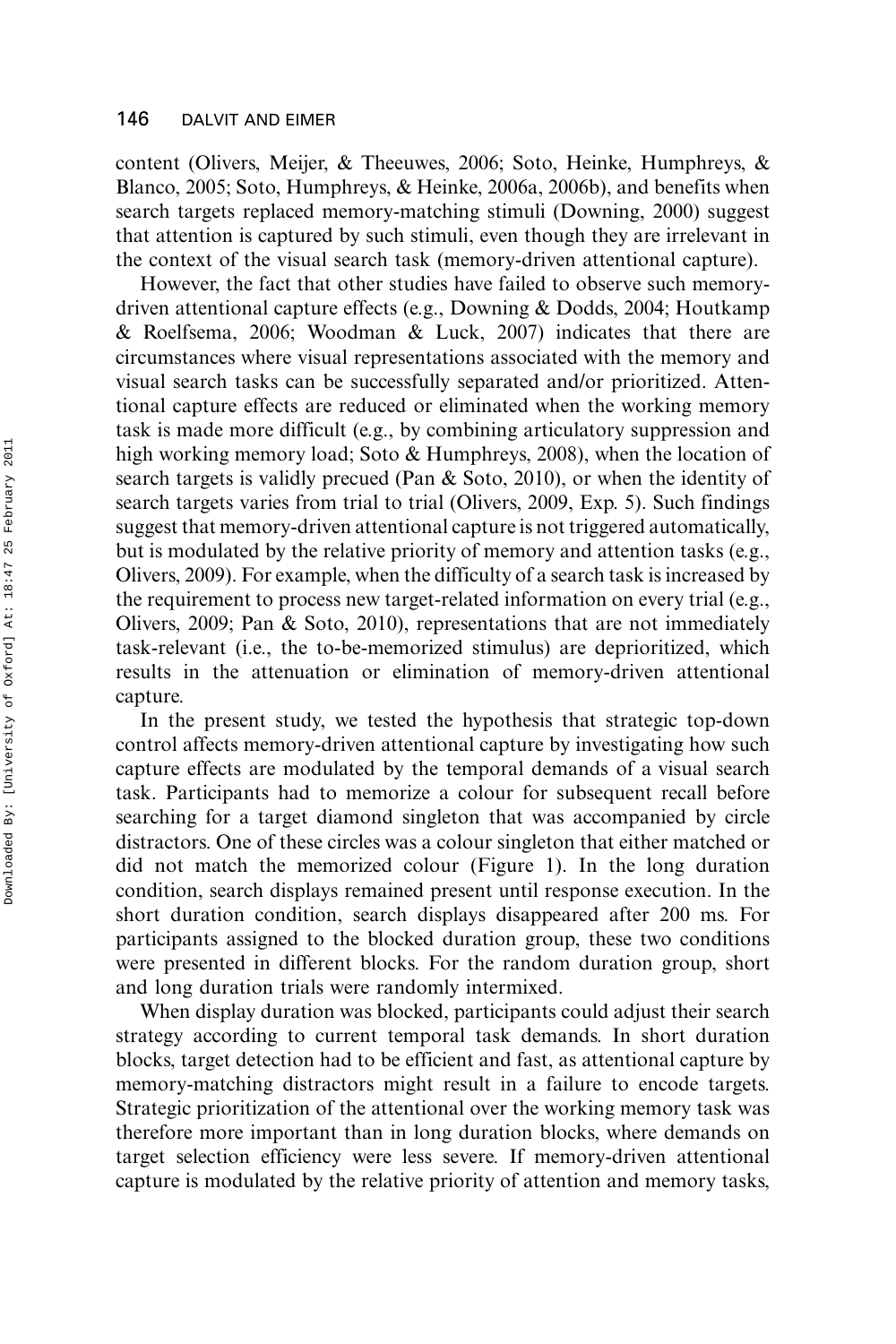content (Olivers, Meijer, & Theeuwes, 2006; Soto, Heinke, Humphreys, & Blanco, 2005; Soto, Humphreys, & Heinke, 2006a, 2006b), and benefits when search targets replaced memory-matching stimuli (Downing, 2000) suggest that attention is captured by such stimuli, even though they are irrelevant in the context of the visual search task (memory-driven attentional capture).

However, the fact that other studies have failed to observe such memory-driven attentional capture effects (e.g., Downing & Dodds, 2004; Houtkamp & Roelfsema, 2006; Woodman & Luck, 2007) indicates that there are circumstances where visual representations associated with the memory and visual search tasks can be successfully separated and/or prioritized. Attentional capture effects are reduced or eliminated when the working memory task is made more difficult (e.g., by combining articulatory suppression and high working memory load; Soto & Humphreys, 2008), when the location of search targets is validly precued (Pan & Soto, 2010), or when the identity of search targets varies from trial to trial (Olivers, 2009, Exp. 5). Such findings suggest that memory-driven attentional capture is not triggered automatically, but is modulated by the relative priority of memory and attention tasks (e.g., Olivers, 2009). For example, when the difficulty of a search task is increased by the requirement to process new target-related information on every trial (e.g., Olivers, 2009; Pan & Soto, 2010), representations that are not immediately task-relevant (i.e., the to-be-memorized stimulus) are deprioritized, which results in the attenuation or elimination of memory-driven attentional capture.

In the present study, we tested the hypothesis that strategic top-down control affects memory-driven attentional capture by investigating how such capture effects are modulated by the temporal demands of a visual search task. Participants had to memorize a colour for subsequent recall before searching for a target diamond singleton that was accompanied by circle distractors. One of these circles was a colour singleton that either matched or did not match the memorized colour (Figure 1). In the long duration condition, search displays remained present until response execution. In the short duration condition, search displays disappeared after 200 ms. For participants assigned to the blocked duration group, these two conditions were presented in different blocks. For the random duration group, short and long duration trials were randomly intermixed.

When display duration was blocked, participants could adjust their search strategy according to current temporal task demands. In short duration blocks, target detection had to be efficient and fast, as attentional capture by memory-matching distractors might result in a failure to encode targets. Strategic prioritization of the attentional over the working memory task was therefore more important than in long duration blocks, where demands on target selection efficiency were less severe. If memory-driven attentional capture is modulated by the relative priority of attention and memory tasks,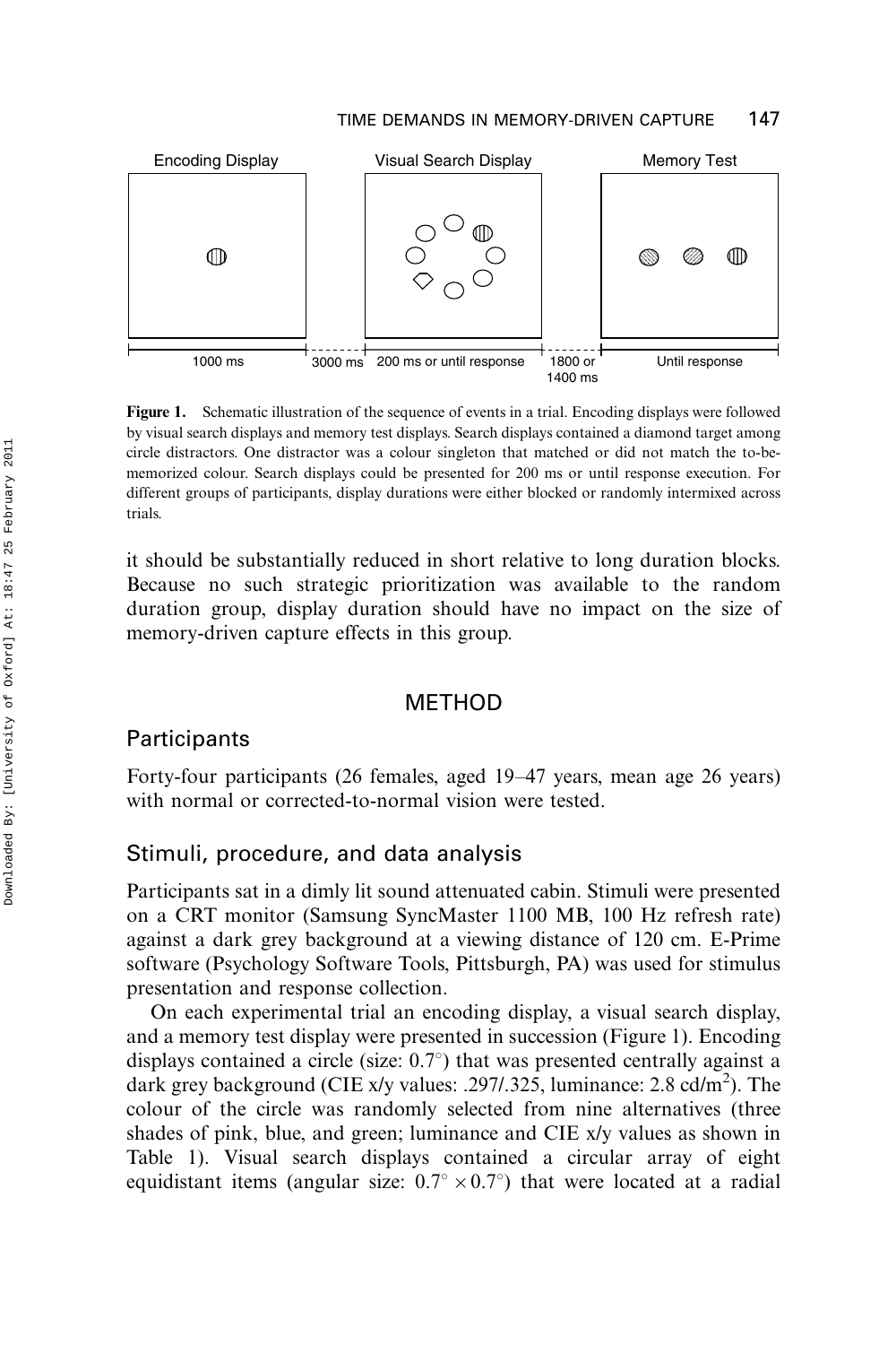Figure 1. Schematic illustration of the sequence of events in a trial. Encoding displays were followed by visual search displays and memory test displays. Search displays contained a diamond target among circle distractors. One distractor was a colour singleton that matched or did not match the to-be-memorized colour. Search displays could be presented for 200 ms or until response execution. For different groups of participants, display durations were either blocked or randomly intermixed across trials.

it should be substantially reduced in short relative to long duration blocks. Because no such strategic prioritization was available to the random duration group, display duration should have no impact on the size of memory-driven capture effects in this group.

## METHOD

### Participants

Forty-four participants (26 females, aged 19–47 years, mean age 26 years) with normal or corrected-to-normal vision were tested.

### Stimuli, procedure, and data analysis

Participants sat in a dimly lit sound attenuated cabin. Stimuli were presented on a CRT monitor (Samsung SyncMaster 1100 MB, 100 Hz refresh rate) against a dark grey background at a viewing distance of 120 cm. E-Prime software (Psychology Software Tools, Pittsburgh, PA) was used for stimulus presentation and response collection.

On each experimental trial an encoding display, a visual search display, and a memory test display were presented in succession (Figure 1). Encoding displays contained a circle (size: $0.7^\circ$) that was presented centrally against a dark grey background (CIE x/y values: .297/.325, luminance: 2.8 cd/m$^2$). The colour of the circle was randomly selected from nine alternatives (three shades of pink, blue, and green; luminance and CIE x/y values as shown in Table 1). Visual search displays contained a circular array of eight equidistant items (angular size: $0.7^\circ \times 0.7^\circ$) that were located at a radial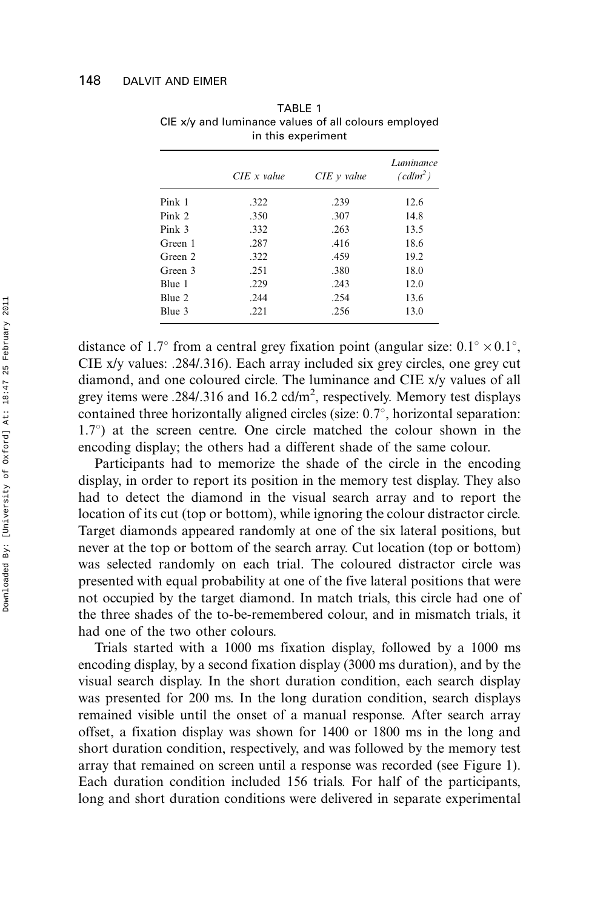TABLE 1
CIE x/y and luminance values of all colours employed in this experiment

| | *CIE x value* | *CIE y value* | *Luminance ($cd/m^2$)* |
|---|---|---|---|
| Pink 1 | .322 | .239 | 12.6 |
| Pink 2 | .350 | .307 | 14.8 |
| Pink 3 | .332 | .263 | 13.5 |
| Green 1 | .287 | .416 | 18.6 |
| Green 2 | .322 | .459 | 19.2 |
| Green 3 | .251 | .380 | 18.0 |
| Blue 1 | .229 | .243 | 12.0 |
| Blue 2 | .244 | .254 | 13.6 |
| Blue 3 | .221 | .256 | 13.0 |

distance of 1.7° from a central grey fixation point (angular size: $0.1° \times 0.1°$, CIE x/y values: .284/.316). Each array included six grey circles, one grey cut diamond, and one coloured circle. The luminance and CIE x/y values of all grey items were .284/.316 and 16.2 $cd/m^2$, respectively. Memory test displays contained three horizontally aligned circles (size: 0.7°, horizontal separation: 1.7°) at the screen centre. One circle matched the colour shown in the encoding display; the others had a different shade of the same colour.

Participants had to memorize the shade of the circle in the encoding display, in order to report its position in the memory test display. They also had to detect the diamond in the visual search array and to report the location of its cut (top or bottom), while ignoring the colour distractor circle. Target diamonds appeared randomly at one of the six lateral positions, but never at the top or bottom of the search array. Cut location (top or bottom) was selected randomly on each trial. The coloured distractor circle was presented with equal probability at one of the five lateral positions that were not occupied by the target diamond. In match trials, this circle had one of the three shades of the to-be-remembered colour, and in mismatch trials, it had one of the two other colours.

Trials started with a 1000 ms fixation display, followed by a 1000 ms encoding display, by a second fixation display (3000 ms duration), and by the visual search display. In the short duration condition, each search display was presented for 200 ms. In the long duration condition, search displays remained visible until the onset of a manual response. After search array offset, a fixation display was shown for 1400 or 1800 ms in the long and short duration condition, respectively, and was followed by the memory test array that remained on screen until a response was recorded (see Figure 1). Each duration condition included 156 trials. For half of the participants, long and short duration conditions were delivered in separate experimental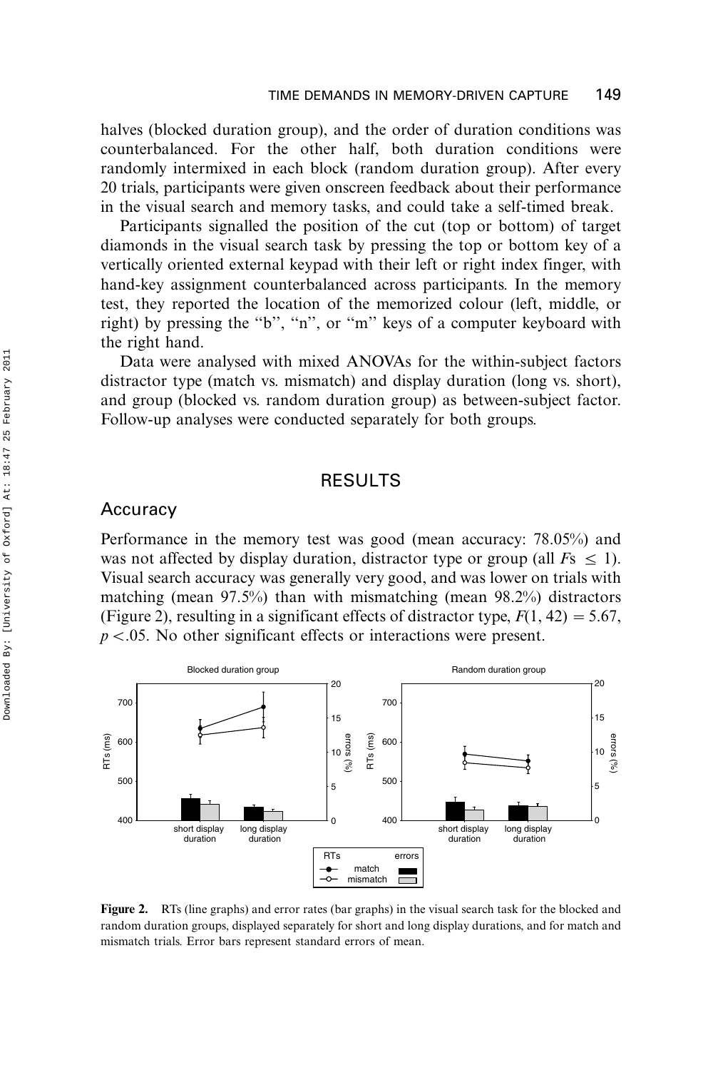halves (blocked duration group), and the order of duration conditions was counterbalanced. For the other half, both duration conditions were randomly intermixed in each block (random duration group). After every 20 trials, participants were given onscreen feedback about their performance in the visual search and memory tasks, and could take a self-timed break.

Participants signalled the position of the cut (top or bottom) of target diamonds in the visual search task by pressing the top or bottom key of a vertically oriented external keypad with their left or right index finger, with hand-key assignment counterbalanced across participants. In the memory test, they reported the location of the memorized colour (left, middle, or right) by pressing the "b", "n", or "m" keys of a computer keyboard with the right hand.

Data were analysed with mixed ANOVAs for the within-subject factors distractor type (match vs. mismatch) and display duration (long vs. short), and group (blocked vs. random duration group) as between-subject factor. Follow-up analyses were conducted separately for both groups.

## RESULTS

### Accuracy

Performance in the memory test was good (mean accuracy: 78.05%) and was not affected by display duration, distractor type or group (all $F\text{s} \leq 1$). Visual search accuracy was generally very good, and was lower on trials with matching (mean 97.5%) than with mismatching (mean 98.2%) distractors (Figure 2), resulting in a significant effects of distractor type, $F(1, 42) = 5.67$, $p < .05$. No other significant effects or interactions were present.

**Figure 2.** RTs (line graphs) and error rates (bar graphs) in the visual search task for the blocked and random duration groups, displayed separately for short and long display durations, and for match and mismatch trials. Error bars represent standard errors of mean.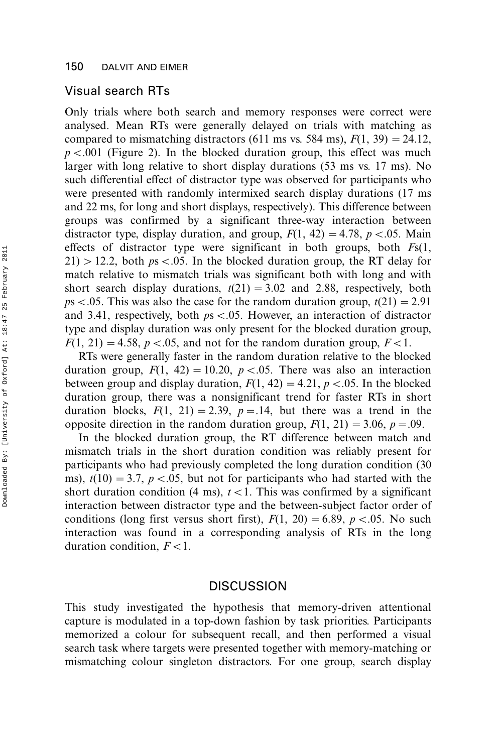## Visual search RTs

Only trials where both search and memory responses were correct were analysed. Mean RTs were generally delayed on trials with matching as compared to mismatching distractors (611 ms vs. 584 ms), $F(1, 39) = 24.12$, $p < .001$ (Figure 2). In the blocked duration group, this effect was much larger with long relative to short display durations (53 ms vs. 17 ms). No such differential effect of distractor type was observed for participants who were presented with randomly intermixed search display durations (17 ms and 22 ms, for long and short displays, respectively). This difference between groups was confirmed by a significant three-way interaction between distractor type, display duration, and group, $F(1, 42) = 4.78$, $p < .05$. Main effects of distractor type were significant in both groups, both $Fs(1, 21) > 12.2$, both $ps < .05$. In the blocked duration group, the RT delay for match relative to mismatch trials was significant both with long and with short search display durations, $t(21) = 3.02$ and 2.88, respectively, both $ps < .05$. This was also the case for the random duration group, $t(21) = 2.91$ and 3.41, respectively, both $ps < .05$. However, an interaction of distractor type and display duration was only present for the blocked duration group, $F(1, 21) = 4.58$, $p < .05$, and not for the random duration group, $F < 1$.

RTs were generally faster in the random duration relative to the blocked duration group, $F(1, 42) = 10.20$, $p < .05$. There was also an interaction between group and display duration, $F(1, 42) = 4.21$, $p < .05$. In the blocked duration group, there was a nonsignificant trend for faster RTs in short duration blocks, $F(1, 21) = 2.39$, $p = .14$, but there was a trend in the opposite direction in the random duration group, $F(1, 21) = 3.06$, $p = .09$.

In the blocked duration group, the RT difference between match and mismatch trials in the short duration condition was reliably present for participants who had previously completed the long duration condition (30 ms), $t(10) = 3.7$, $p < .05$, but not for participants who had started with the short duration condition (4 ms), $t < 1$. This was confirmed by a significant interaction between distractor type and the between-subject factor order of conditions (long first versus short first), $F(1, 20) = 6.89$, $p < .05$. No such interaction was found in a corresponding analysis of RTs in the long duration condition, $F < 1$.

# DISCUSSION

This study investigated the hypothesis that memory-driven attentional capture is modulated in a top-down fashion by task priorities. Participants memorized a colour for subsequent recall, and then performed a visual search task where targets were presented together with memory-matching or mismatching colour singleton distractors. For one group, search display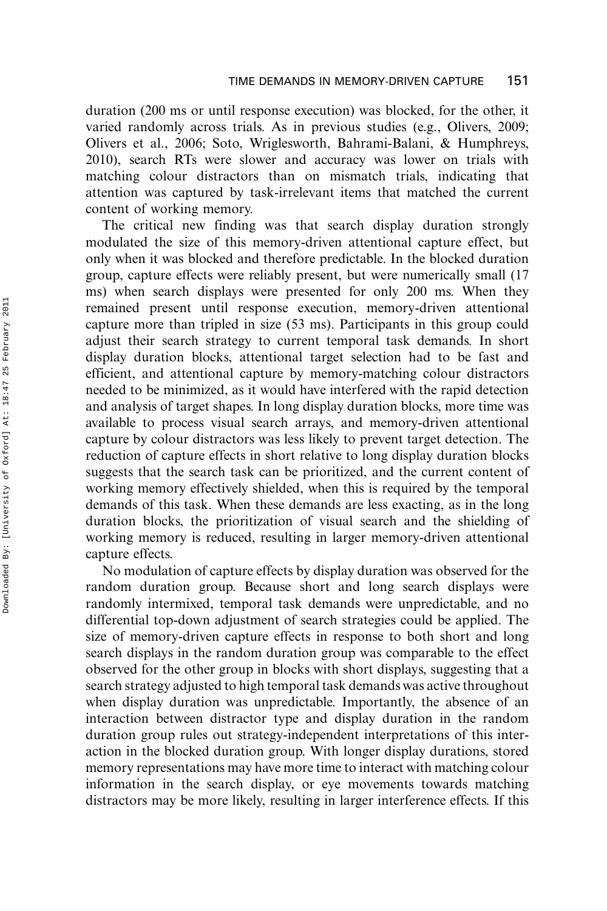duration (200 ms or until response execution) was blocked, for the other, it varied randomly across trials. As in previous studies (e.g., Olivers, 2009; Olivers et al., 2006; Soto, Wriglesworth, Bahrami-Balani, & Humphreys, 2010), search RTs were slower and accuracy was lower on trials with matching colour distractors than on mismatch trials, indicating that attention was captured by task-irrelevant items that matched the current content of working memory.

The critical new finding was that search display duration strongly modulated the size of this memory-driven attentional capture effect, but only when it was blocked and therefore predictable. In the blocked duration group, capture effects were reliably present, but were numerically small (17 ms) when search displays were presented for only 200 ms. When they remained present until response execution, memory-driven attentional capture more than tripled in size (53 ms). Participants in this group could adjust their search strategy to current temporal task demands. In short display duration blocks, attentional target selection had to be fast and efficient, and attentional capture by memory-matching colour distractors needed to be minimized, as it would have interfered with the rapid detection and analysis of target shapes. In long display duration blocks, more time was available to process visual search arrays, and memory-driven attentional capture by colour distractors was less likely to prevent target detection. The reduction of capture effects in short relative to long display duration blocks suggests that the search task can be prioritized, and the current content of working memory effectively shielded, when this is required by the temporal demands of this task. When these demands are less exacting, as in the long duration blocks, the prioritization of visual search and the shielding of working memory is reduced, resulting in larger memory-driven attentional capture effects.

No modulation of capture effects by display duration was observed for the random duration group. Because short and long search displays were randomly intermixed, temporal task demands were unpredictable, and no differential top-down adjustment of search strategies could be applied. The size of memory-driven capture effects in response to both short and long search displays in the random duration group was comparable to the effect observed for the other group in blocks with short displays, suggesting that a search strategy adjusted to high temporal task demands was active throughout when display duration was unpredictable. Importantly, the absence of an interaction between distractor type and display duration in the random duration group rules out strategy-independent interpretations of this interaction in the blocked duration group. With longer display durations, stored memory representations may have more time to interact with matching colour information in the search display, or eye movements towards matching distractors may be more likely, resulting in larger interference effects. If this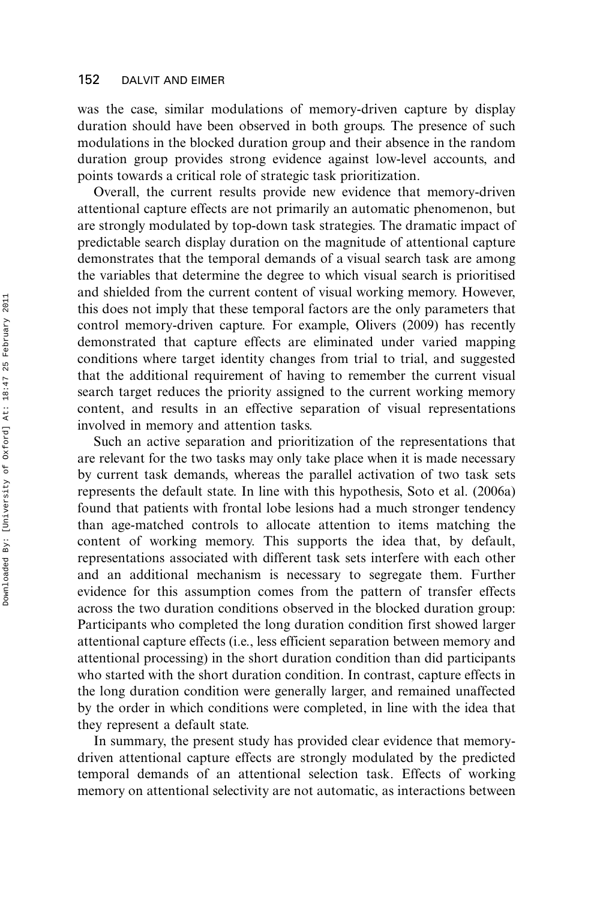was the case, similar modulations of memory-driven capture by display duration should have been observed in both groups. The presence of such modulations in the blocked duration group and their absence in the random duration group provides strong evidence against low-level accounts, and points towards a critical role of strategic task prioritization.

Overall, the current results provide new evidence that memory-driven attentional capture effects are not primarily an automatic phenomenon, but are strongly modulated by top-down task strategies. The dramatic impact of predictable search display duration on the magnitude of attentional capture demonstrates that the temporal demands of a visual search task are among the variables that determine the degree to which visual search is prioritised and shielded from the current content of visual working memory. However, this does not imply that these temporal factors are the only parameters that control memory-driven capture. For example, Olivers (2009) has recently demonstrated that capture effects are eliminated under varied mapping conditions where target identity changes from trial to trial, and suggested that the additional requirement of having to remember the current visual search target reduces the priority assigned to the current working memory content, and results in an effective separation of visual representations involved in memory and attention tasks.

Such an active separation and prioritization of the representations that are relevant for the two tasks may only take place when it is made necessary by current task demands, whereas the parallel activation of two task sets represents the default state. In line with this hypothesis, Soto et al. (2006a) found that patients with frontal lobe lesions had a much stronger tendency than age-matched controls to allocate attention to items matching the content of working memory. This supports the idea that, by default, representations associated with different task sets interfere with each other and an additional mechanism is necessary to segregate them. Further evidence for this assumption comes from the pattern of transfer effects across the two duration conditions observed in the blocked duration group: Participants who completed the long duration condition first showed larger attentional capture effects (i.e., less efficient separation between memory and attentional processing) in the short duration condition than did participants who started with the short duration condition. In contrast, capture effects in the long duration condition were generally larger, and remained unaffected by the order in which conditions were completed, in line with the idea that they represent a default state.

In summary, the present study has provided clear evidence that memory-driven attentional capture effects are strongly modulated by the predicted temporal demands of an attentional selection task. Effects of working memory on attentional selectivity are not automatic, as interactions between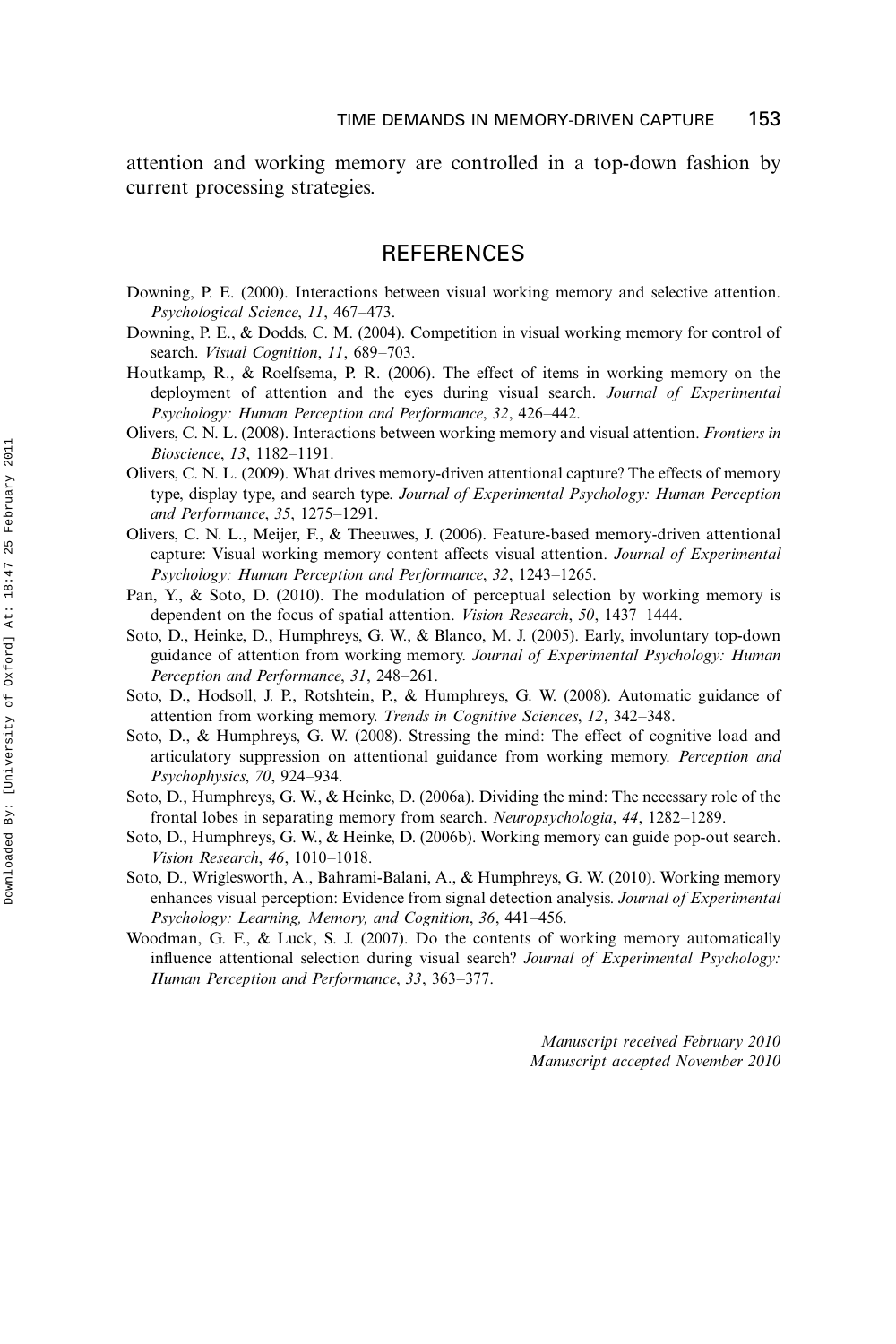attention and working memory are controlled in a top-down fashion by current processing strategies.

## REFERENCES

Downing, P. E. (2000). Interactions between visual working memory and selective attention. *Psychological Science*, *11*, 467–473.

Downing, P. E., & Dodds, C. M. (2004). Competition in visual working memory for control of search. *Visual Cognition*, *11*, 689–703.

Houtkamp, R., & Roelfsema, P. R. (2006). The effect of items in working memory on the deployment of attention and the eyes during visual search. *Journal of Experimental Psychology: Human Perception and Performance*, *32*, 426–442.

Olivers, C. N. L. (2008). Interactions between working memory and visual attention. *Frontiers in Bioscience*, *13*, 1182–1191.

Olivers, C. N. L. (2009). What drives memory-driven attentional capture? The effects of memory type, display type, and search type. *Journal of Experimental Psychology: Human Perception and Performance*, *35*, 1275–1291.

Olivers, C. N. L., Meijer, F., & Theeuwes, J. (2006). Feature-based memory-driven attentional capture: Visual working memory content affects visual attention. *Journal of Experimental Psychology: Human Perception and Performance*, *32*, 1243–1265.

Pan, Y., & Soto, D. (2010). The modulation of perceptual selection by working memory is dependent on the focus of spatial attention. *Vision Research*, *50*, 1437–1444.

Soto, D., Heinke, D., Humphreys, G. W., & Blanco, M. J. (2005). Early, involuntary top-down guidance of attention from working memory. *Journal of Experimental Psychology: Human Perception and Performance*, *31*, 248–261.

Soto, D., Hodsoll, J. P., Rotshtein, P., & Humphreys, G. W. (2008). Automatic guidance of attention from working memory. *Trends in Cognitive Sciences*, *12*, 342–348.

Soto, D., & Humphreys, G. W. (2008). Stressing the mind: The effect of cognitive load and articulatory suppression on attentional guidance from working memory. *Perception and Psychophysics*, *70*, 924–934.

Soto, D., Humphreys, G. W., & Heinke, D. (2006a). Dividing the mind: The necessary role of the frontal lobes in separating memory from search. *Neuropsychologia*, *44*, 1282–1289.

Soto, D., Humphreys, G. W., & Heinke, D. (2006b). Working memory can guide pop-out search. *Vision Research*, *46*, 1010–1018.

Soto, D., Wriglesworth, A., Bahrami-Balani, A., & Humphreys, G. W. (2010). Working memory enhances visual perception: Evidence from signal detection analysis. *Journal of Experimental Psychology: Learning, Memory, and Cognition*, *36*, 441–456.

Woodman, G. F., & Luck, S. J. (2007). Do the contents of working memory automatically influence attentional selection during visual search? *Journal of Experimental Psychology: Human Perception and Performance*, *33*, 363–377.

*Manuscript received February 2010*
*Manuscript accepted November 2010*